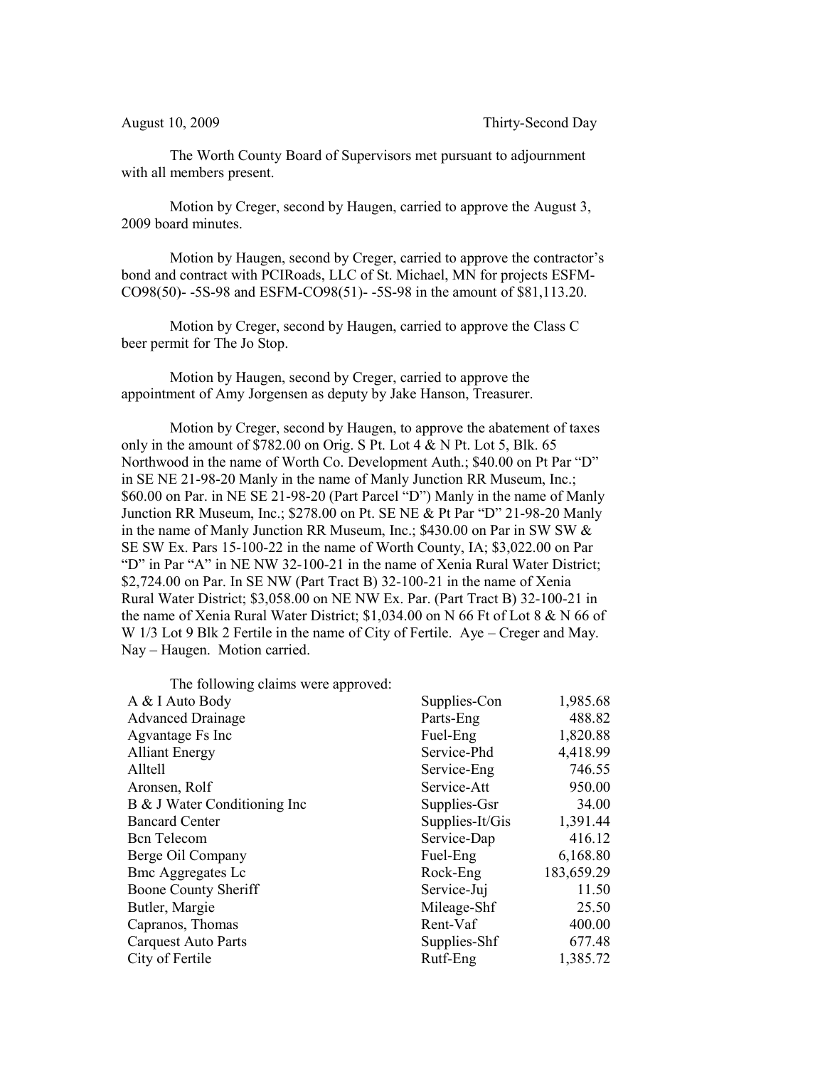August 10, 2009 Thirty-Second Day

The Worth County Board of Supervisors met pursuant to adjournment with all members present.

Motion by Creger, second by Haugen, carried to approve the August 3, 2009 board minutes.

Motion by Haugen, second by Creger, carried to approve the contractor's bond and contract with PCIRoads, LLC of St. Michael, MN for projects ESFM-CO98(50)- -5S-98 and ESFM-CO98(51)- -5S-98 in the amount of $81,113.20.

Motion by Creger, second by Haugen, carried to approve the Class C beer permit for The Jo Stop.

Motion by Haugen, second by Creger, carried to approve the appointment of Amy Jorgensen as deputy by Jake Hanson, Treasurer.

Motion by Creger, second by Haugen, to approve the abatement of taxes only in the amount of $782.00 on Orig. S Pt. Lot 4 & N Pt. Lot 5, Blk. 65 Northwood in the name of Worth Co. Development Auth.; $40.00 on Pt Par "D" in SE NE 21-98-20 Manly in the name of Manly Junction RR Museum, Inc.; $60.00 on Par. in NE SE 21-98-20 (Part Parcel "D") Manly in the name of Manly Junction RR Museum, Inc.; $278.00 on Pt. SE NE & Pt Par "D" 21-98-20 Manly in the name of Manly Junction RR Museum, Inc.; $430.00 on Par in SW SW & SE SW Ex. Pars 15-100-22 in the name of Worth County, IA; $3,022.00 on Par "D" in Par "A" in NE NW 32-100-21 in the name of Xenia Rural Water District; $2,724.00 on Par. In SE NW (Part Tract B) 32-100-21 in the name of Xenia Rural Water District; $3,058.00 on NE NW Ex. Par. (Part Tract B) 32-100-21 in the name of Xenia Rural Water District; $1,034.00 on N 66 Ft of Lot 8 & N 66 of W 1/3 Lot 9 Blk 2 Fertile in the name of City of Fertile. Aye – Creger and May. Nay – Haugen. Motion carried.

The following claims were approved:

| | | |
|---|---|---|
| A & I Auto Body | Supplies-Con | 1,985.68 |
| Advanced Drainage | Parts-Eng | 488.82 |
| Agvantage Fs Inc | Fuel-Eng | 1,820.88 |
| Alliant Energy | Service-Phd | 4,418.99 |
| Alltell | Service-Eng | 746.55 |
| Aronsen, Rolf | Service-Att | 950.00 |
| B & J Water Conditioning Inc | Supplies-Gsr | 34.00 |
| Bancard Center | Supplies-It/Gis | 1,391.44 |
| Bcn Telecom | Service-Dap | 416.12 |
| Berge Oil Company | Fuel-Eng | 6,168.80 |
| Bmc Aggregates Lc | Rock-Eng | 183,659.29 |
| Boone County Sheriff | Service-Juj | 11.50 |
| Butler, Margie | Mileage-Shf | 25.50 |
| Capranos, Thomas | Rent-Vaf | 400.00 |
| Carquest Auto Parts | Supplies-Shf | 677.48 |
| City of Fertile | Rutf-Eng | 1,385.72 |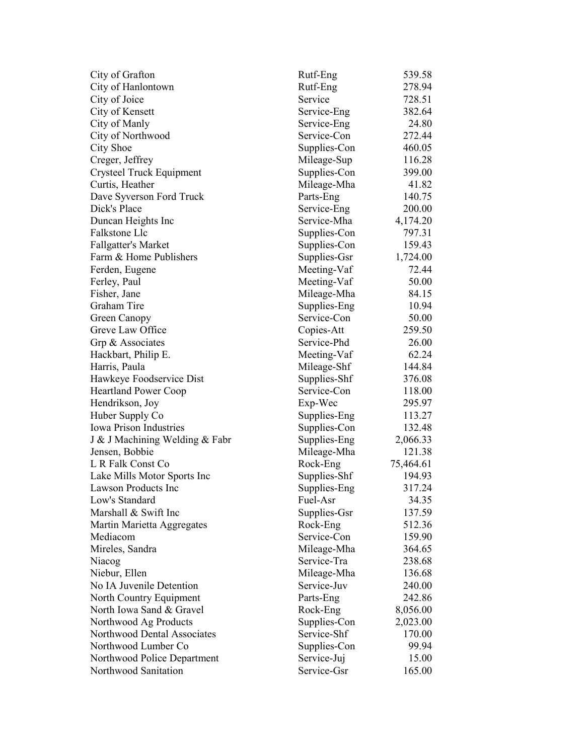| | | |
|---|---|---|
| City of Grafton | Rutf-Eng | 539.58 |
| City of Hanlontown | Rutf-Eng | 278.94 |
| City of Joice | Service | 728.51 |
| City of Kensett | Service-Eng | 382.64 |
| City of Manly | Service-Eng | 24.80 |
| City of Northwood | Service-Con | 272.44 |
| City Shoe | Supplies-Con | 460.05 |
| Creger, Jeffrey | Mileage-Sup | 116.28 |
| Crysteel Truck Equipment | Supplies-Con | 399.00 |
| Curtis, Heather | Mileage-Mha | 41.82 |
| Dave Syverson Ford Truck | Parts-Eng | 140.75 |
| Dick's Place | Service-Eng | 200.00 |
| Duncan Heights Inc | Service-Mha | 4,174.20 |
| Falkstone Llc | Supplies-Con | 797.31 |
| Fallgatter's Market | Supplies-Con | 159.43 |
| Farm & Home Publishers | Supplies-Gsr | 1,724.00 |
| Ferden, Eugene | Meeting-Vaf | 72.44 |
| Ferley, Paul | Meeting-Vaf | 50.00 |
| Fisher, Jane | Mileage-Mha | 84.15 |
| Graham Tire | Supplies-Eng | 10.94 |
| Green Canopy | Service-Con | 50.00 |
| Greve Law Office | Copies-Att | 259.50 |
| Grp & Associates | Service-Phd | 26.00 |
| Hackbart, Philip E. | Meeting-Vaf | 62.24 |
| Harris, Paula | Mileage-Shf | 144.84 |
| Hawkeye Foodservice Dist | Supplies-Shf | 376.08 |
| Heartland Power Coop | Service-Con | 118.00 |
| Hendrikson, Joy | Exp-Wec | 295.97 |
| Huber Supply Co | Supplies-Eng | 113.27 |
| Iowa Prison Industries | Supplies-Con | 132.48 |
| J & J Machining Welding & Fabr | Supplies-Eng | 2,066.33 |
| Jensen, Bobbie | Mileage-Mha | 121.38 |
| L R Falk Const Co | Rock-Eng | 75,464.61 |
| Lake Mills Motor Sports Inc | Supplies-Shf | 194.93 |
| Lawson Products Inc | Supplies-Eng | 317.24 |
| Low's Standard | Fuel-Asr | 34.35 |
| Marshall & Swift Inc | Supplies-Gsr | 137.59 |
| Martin Marietta Aggregates | Rock-Eng | 512.36 |
| Mediacom | Service-Con | 159.90 |
| Mireles, Sandra | Mileage-Mha | 364.65 |
| Niacog | Service-Tra | 238.68 |
| Niebur, Ellen | Mileage-Mha | 136.68 |
| No IA Juvenile Detention | Service-Juv | 240.00 |
| North Country Equipment | Parts-Eng | 242.86 |
| North Iowa Sand & Gravel | Rock-Eng | 8,056.00 |
| Northwood Ag Products | Supplies-Con | 2,023.00 |
| Northwood Dental Associates | Service-Shf | 170.00 |
| Northwood Lumber Co | Supplies-Con | 99.94 |
| Northwood Police Department | Service-Juj | 15.00 |
| Northwood Sanitation | Service-Gsr | 165.00 |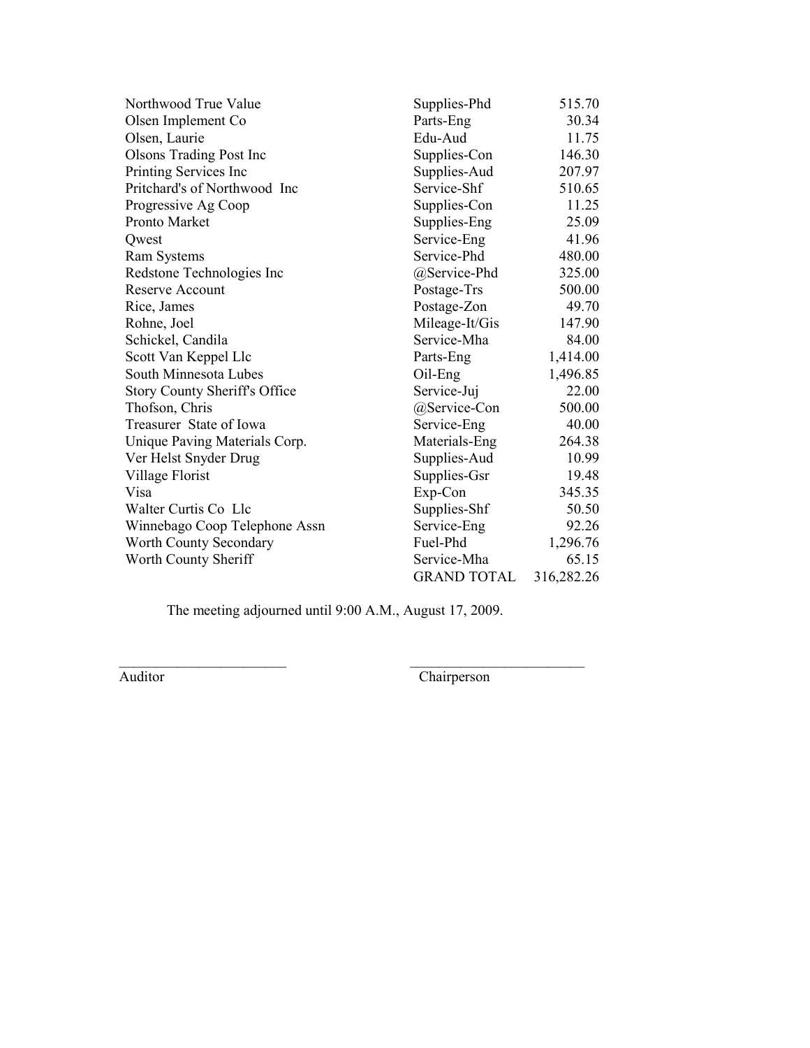| | | |
|---|---|---|
| Northwood True Value | Supplies-Phd | 515.70 |
| Olsen Implement Co | Parts-Eng | 30.34 |
| Olsen, Laurie | Edu-Aud | 11.75 |
| Olsons Trading Post Inc | Supplies-Con | 146.30 |
| Printing Services Inc | Supplies-Aud | 207.97 |
| Pritchard's of Northwood Inc | Service-Shf | 510.65 |
| Progressive Ag Coop | Supplies-Con | 11.25 |
| Pronto Market | Supplies-Eng | 25.09 |
| Qwest | Service-Eng | 41.96 |
| Ram Systems | Service-Phd | 480.00 |
| Redstone Technologies Inc | @Service-Phd | 325.00 |
| Reserve Account | Postage-Trs | 500.00 |
| Rice, James | Postage-Zon | 49.70 |
| Rohne, Joel | Mileage-It/Gis | 147.90 |
| Schickel, Candila | Service-Mha | 84.00 |
| Scott Van Keppel Llc | Parts-Eng | 1,414.00 |
| South Minnesota Lubes | Oil-Eng | 1,496.85 |
| Story County Sheriff's Office | Service-Juj | 22.00 |
| Thofson, Chris | @Service-Con | 500.00 |
| Treasurer State of Iowa | Service-Eng | 40.00 |
| Unique Paving Materials Corp. | Materials-Eng | 264.38 |
| Ver Helst Snyder Drug | Supplies-Aud | 10.99 |
| Village Florist | Supplies-Gsr | 19.48 |
| Visa | Exp-Con | 345.35 |
| Walter Curtis Co Llc | Supplies-Shf | 50.50 |
| Winnebago Coop Telephone Assn | Service-Eng | 92.26 |
| Worth County Secondary | Fuel-Phd | 1,296.76 |
| Worth County Sheriff | Service-Mha | 65.15 |
| | GRAND TOTAL | 316,282.26 |

The meeting adjourned until 9:00 A.M., August 17, 2009.

_______________________ _______________________

Auditor Chairperson